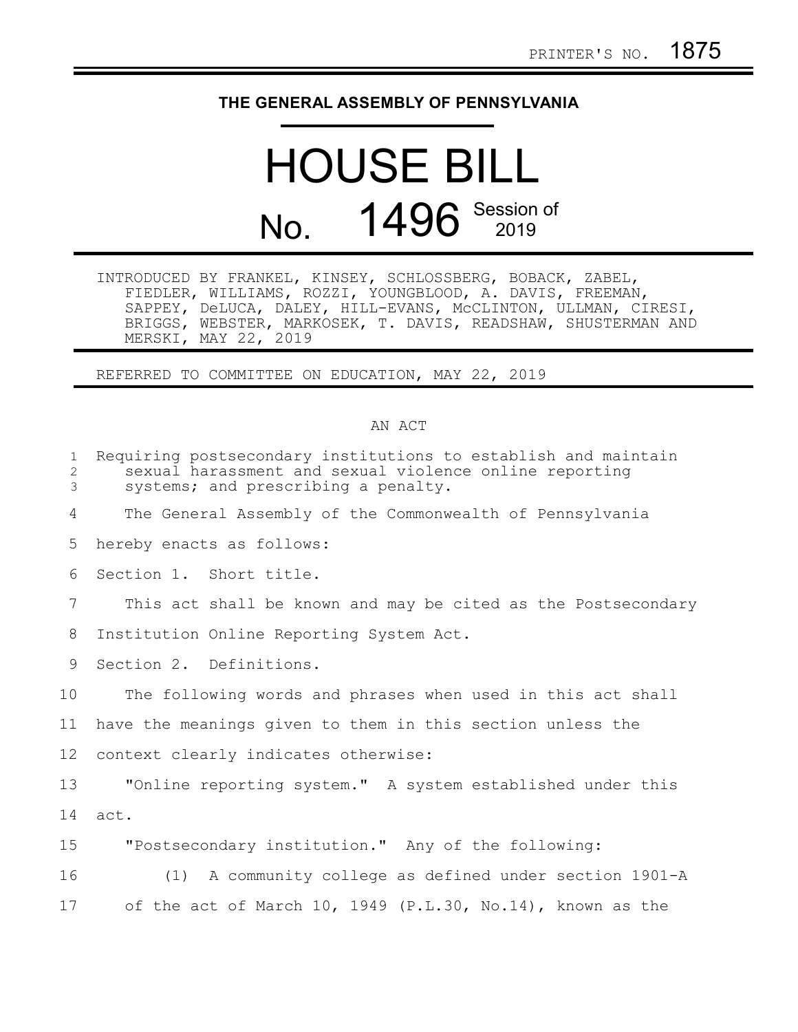PRINTER'S NO. 1875

# THE GENERAL ASSEMBLY OF PENNSYLVANIA

# HOUSE BILL

## No. 1496 Session of 2019

INTRODUCED BY FRANKEL, KINSEY, SCHLOSSBERG, BOBACK, ZABEL, FIEDLER, WILLIAMS, ROZZI, YOUNGBLOOD, A. DAVIS, FREEMAN, SAPPEY, DeLUCA, DALEY, HILL-EVANS, McCLINTON, ULLMAN, CIRESI, BRIGGS, WEBSTER, MARKOSEK, T. DAVIS, READSHAW, SHUSTERMAN AND MERSKI, MAY 22, 2019

REFERRED TO COMMITTEE ON EDUCATION, MAY 22, 2019

AN ACT

Requiring postsecondary institutions to establish and maintain sexual harassment and sexual violence online reporting systems; and prescribing a penalty.

The General Assembly of the Commonwealth of Pennsylvania hereby enacts as follows:

Section 1. Short title.

This act shall be known and may be cited as the Postsecondary Institution Online Reporting System Act.

Section 2. Definitions.

The following words and phrases when used in this act shall have the meanings given to them in this section unless the context clearly indicates otherwise:

"Online reporting system." A system established under this act.

"Postsecondary institution." Any of the following:

(1) A community college as defined under section 1901-A of the act of March 10, 1949 (P.L.30, No.14), known as the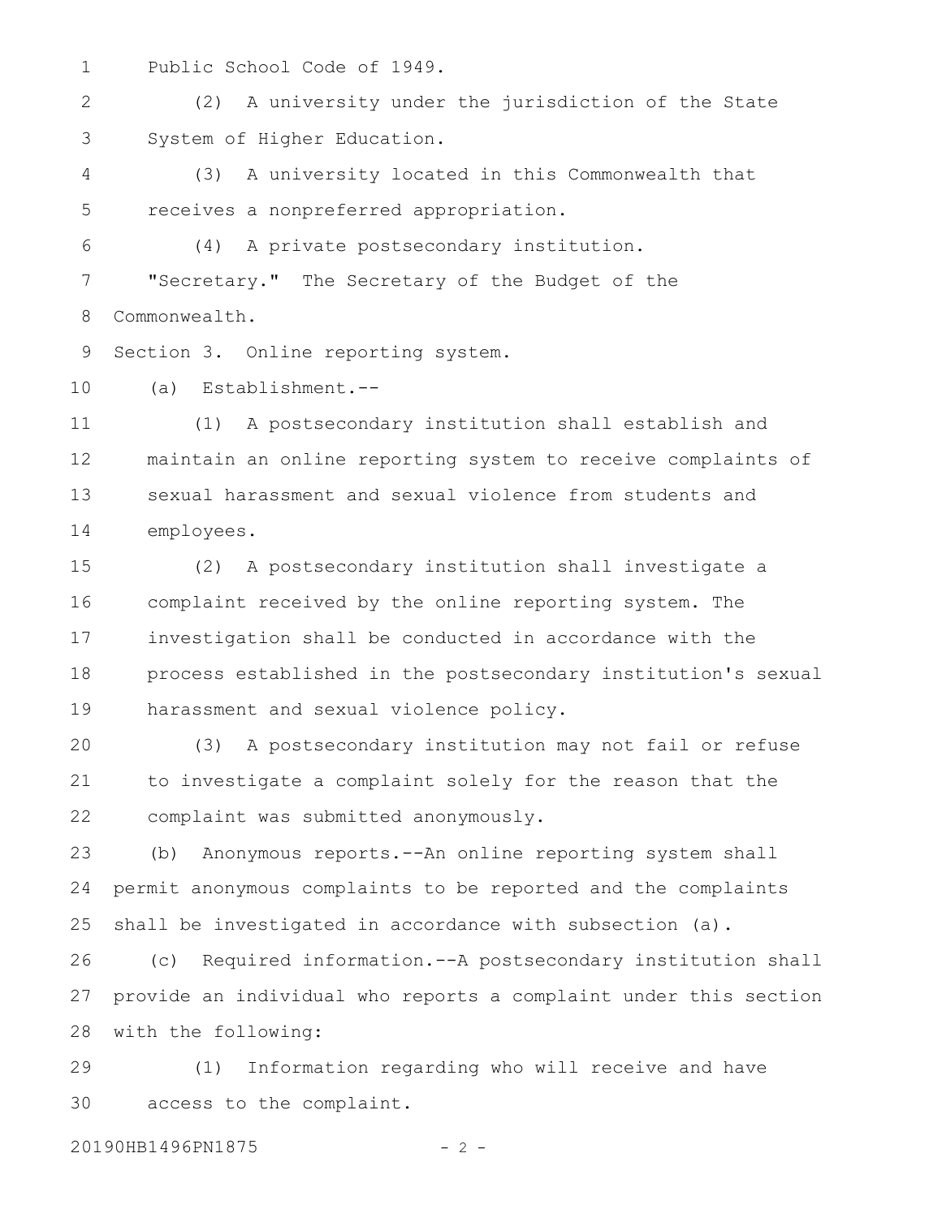Public School Code of 1949.

(2) A university under the jurisdiction of the State System of Higher Education.

(3) A university located in this Commonwealth that receives a nonpreferred appropriation.

(4) A private postsecondary institution.

"Secretary." The Secretary of the Budget of the Commonwealth.

Section 3. Online reporting system.

(a) Establishment.--

(1) A postsecondary institution shall establish and maintain an online reporting system to receive complaints of sexual harassment and sexual violence from students and employees.

(2) A postsecondary institution shall investigate a complaint received by the online reporting system. The investigation shall be conducted in accordance with the process established in the postsecondary institution's sexual harassment and sexual violence policy.

(3) A postsecondary institution may not fail or refuse to investigate a complaint solely for the reason that the complaint was submitted anonymously.

(b) Anonymous reports.--An online reporting system shall permit anonymous complaints to be reported and the complaints shall be investigated in accordance with subsection (a).

(c) Required information.--A postsecondary institution shall provide an individual who reports a complaint under this section with the following:

(1) Information regarding who will receive and have access to the complaint.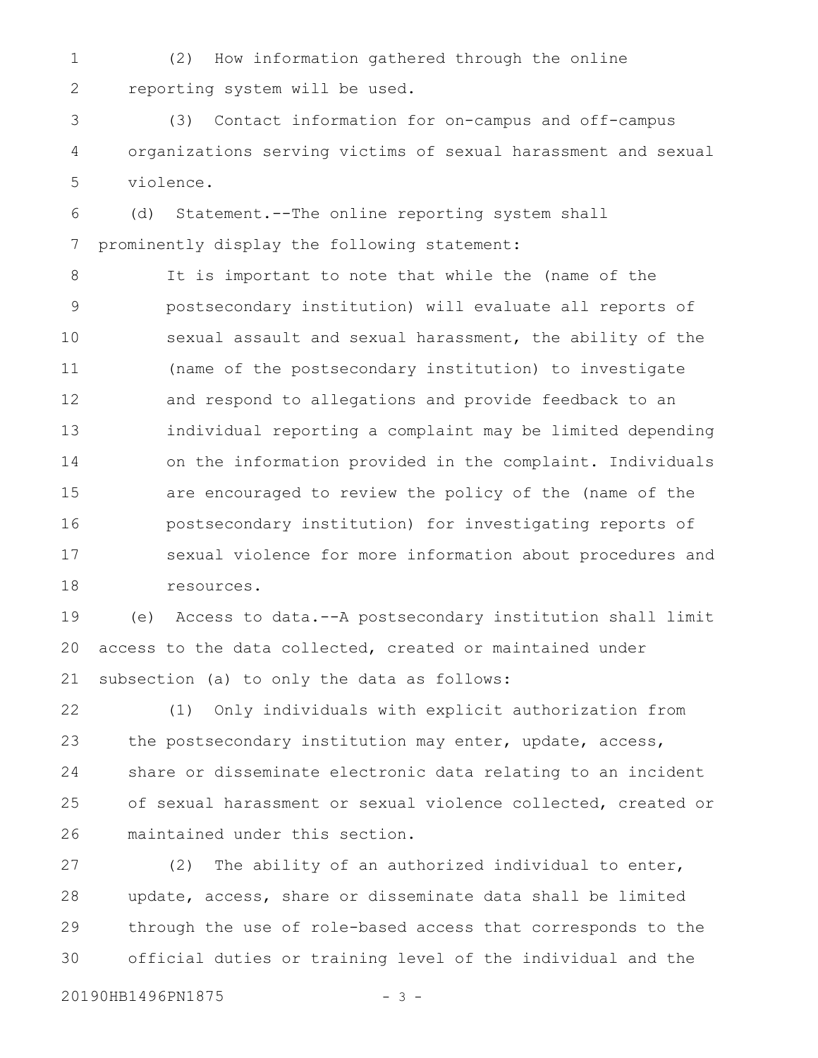(2) How information gathered through the online reporting system will be used.

(3) Contact information for on-campus and off-campus organizations serving victims of sexual harassment and sexual violence.

(d) Statement.--The online reporting system shall prominently display the following statement:

> It is important to note that while the (name of the postsecondary institution) will evaluate all reports of sexual assault and sexual harassment, the ability of the (name of the postsecondary institution) to investigate and respond to allegations and provide feedback to an individual reporting a complaint may be limited depending on the information provided in the complaint. Individuals are encouraged to review the policy of the (name of the postsecondary institution) for investigating reports of sexual violence for more information about procedures and resources.

(e) Access to data.--A postsecondary institution shall limit access to the data collected, created or maintained under subsection (a) to only the data as follows:

(1) Only individuals with explicit authorization from the postsecondary institution may enter, update, access, share or disseminate electronic data relating to an incident of sexual harassment or sexual violence collected, created or maintained under this section.

(2) The ability of an authorized individual to enter, update, access, share or disseminate data shall be limited through the use of role-based access that corresponds to the official duties or training level of the individual and the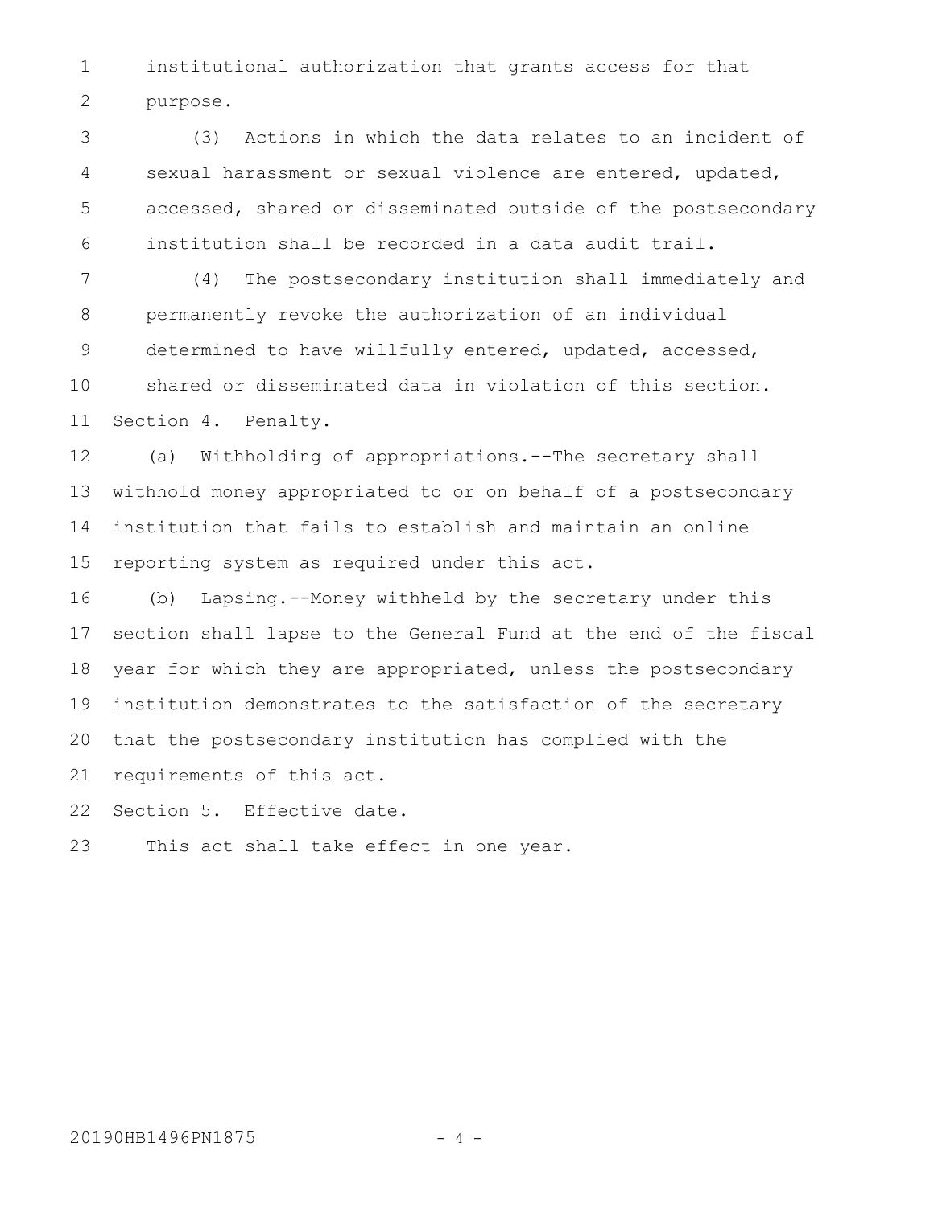institutional authorization that grants access for that purpose.

(3) Actions in which the data relates to an incident of sexual harassment or sexual violence are entered, updated, accessed, shared or disseminated outside of the postsecondary institution shall be recorded in a data audit trail.

(4) The postsecondary institution shall immediately and permanently revoke the authorization of an individual determined to have willfully entered, updated, accessed, shared or disseminated data in violation of this section.

Section 4. Penalty.

(a) Withholding of appropriations.--The secretary shall withhold money appropriated to or on behalf of a postsecondary institution that fails to establish and maintain an online reporting system as required under this act.

(b) Lapsing.--Money withheld by the secretary under this section shall lapse to the General Fund at the end of the fiscal year for which they are appropriated, unless the postsecondary institution demonstrates to the satisfaction of the secretary that the postsecondary institution has complied with the requirements of this act.

Section 5. Effective date.

This act shall take effect in one year.